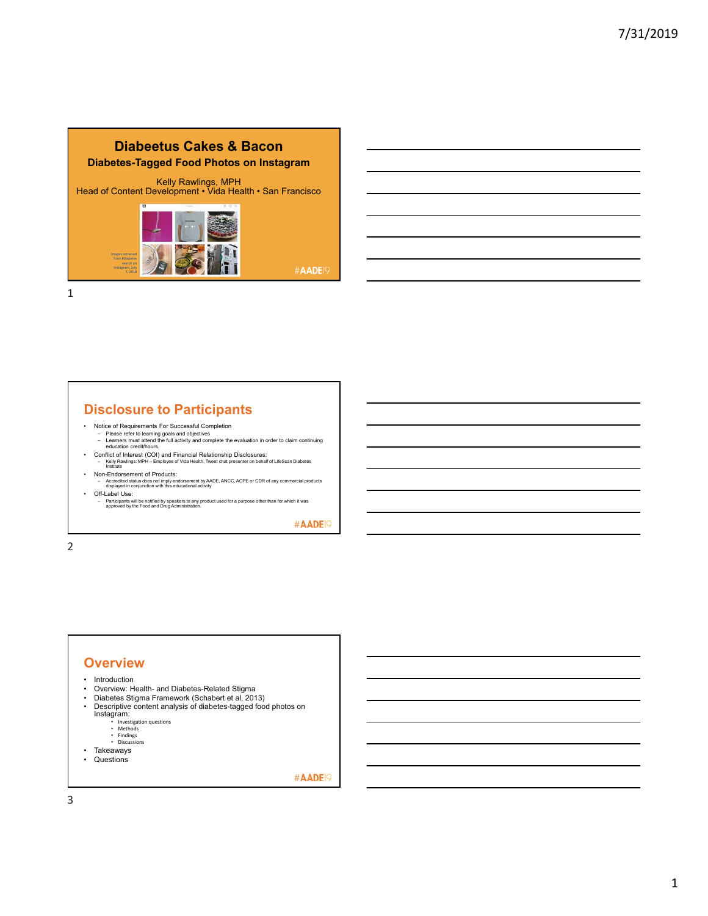# Diabeetus Cakes & Bacon

## Diabetes-Tagged Food Photos on Instagram

Kelly Rawlings, MPH
Head of Content Development • Vida Health • San Francisco

Images retrieved from #diabetes search on Instagram, July 7, 2018

#AADE19

---

## Disclosure to Participants

- Notice of Requirements For Successful Completion
  - Please refer to learning goals and objectives
  - Learners must attend the full activity and complete the evaluation in order to claim continuing education credit/hours
- Conflict of Interest (COI) and Financial Relationship Disclosures:
  - Kelly Rawlings: MPH – Employee of Vida Health, Tweet chat presenter on behalf of LifeScan Diabetes Institute
- Non-Endorsement of Products:
  - Accredited status does not imply endorsement by AADE, ANCC, ACPE or CDR of any commercial products displayed in conjunction with this educational activity
- Off-Label Use:
  - Participants will be notified by speakers to any product used for a purpose other than for which it was approved by the Food and Drug Administration.

#AADE19

---

## Overview

- Introduction
- Overview: Health- and Diabetes-Related Stigma
- Diabetes Stigma Framework (Schabert et al, 2013)
- Descriptive content analysis of diabetes-tagged food photos on Instagram:
  - Investigation questions
  - Methods
  - Findings
  - Discussions
- Takeaways
- Questions

#AADE19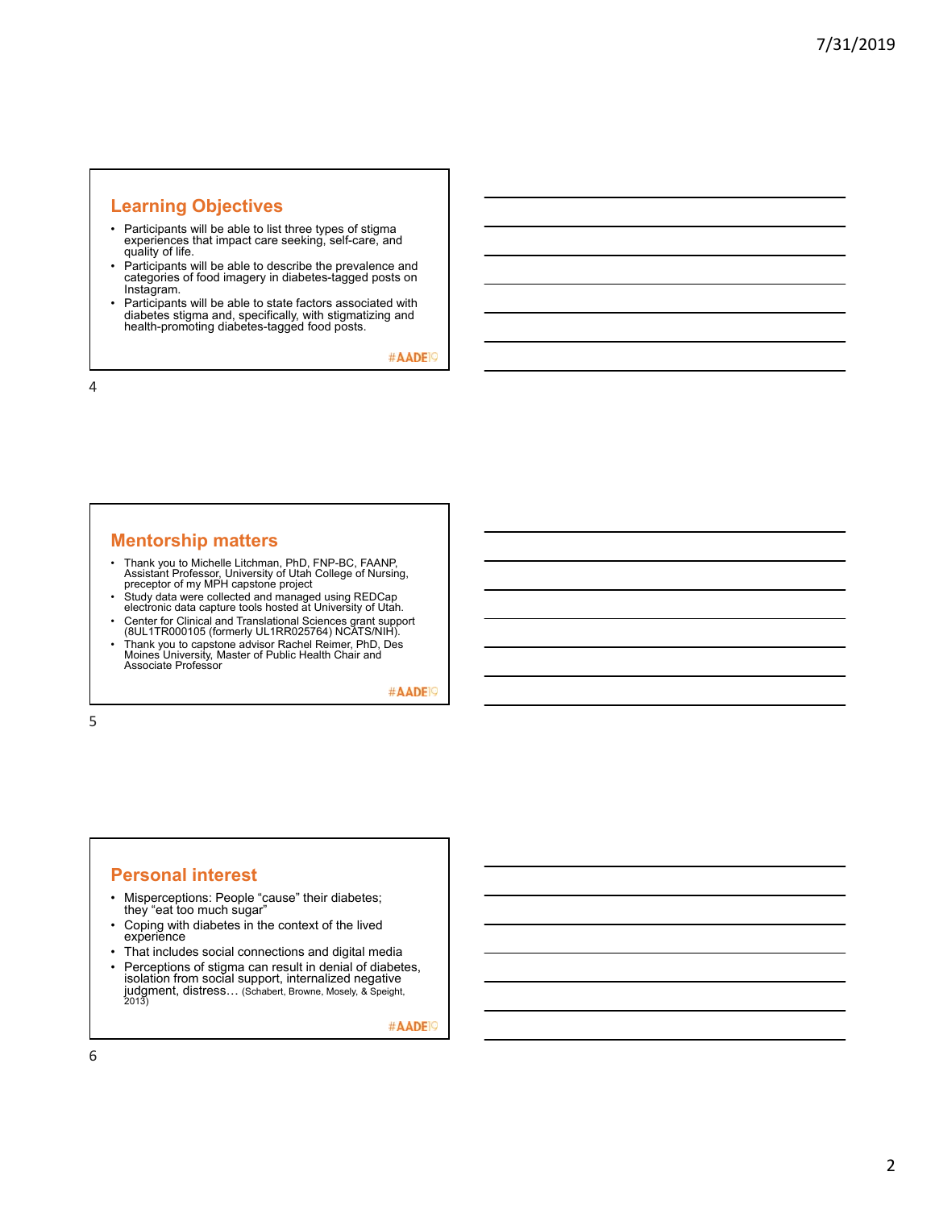## Learning Objectives

- Participants will be able to list three types of stigma experiences that impact care seeking, self-care, and quality of life.
- Participants will be able to describe the prevalence and categories of food imagery in diabetes-tagged posts on Instagram.
- Participants will be able to state factors associated with diabetes stigma and, specifically, with stigmatizing and health-promoting diabetes-tagged food posts.

#AADE19

## Mentorship matters

- Thank you to Michelle Litchman, PhD, FNP-BC, FAANP, Assistant Professor, University of Utah College of Nursing, preceptor of my MPH capstone project
- Study data were collected and managed using REDCap electronic data capture tools hosted at University of Utah.
- Center for Clinical and Translational Sciences grant support (8UL1TR000105 (formerly UL1RR025764) NCATS/NIH).
- Thank you to capstone advisor Rachel Reimer, PhD, Des Moines University, Master of Public Health Chair and Associate Professor

#AADE19

## Personal interest

- Misperceptions: People "cause" their diabetes; they "eat too much sugar"
- Coping with diabetes in the context of the lived experience
- That includes social connections and digital media
- Perceptions of stigma can result in denial of diabetes, isolation from social support, internalized negative judgment, distress… (Schabert, Browne, Mosely, & Speight, 2013)

#AADE19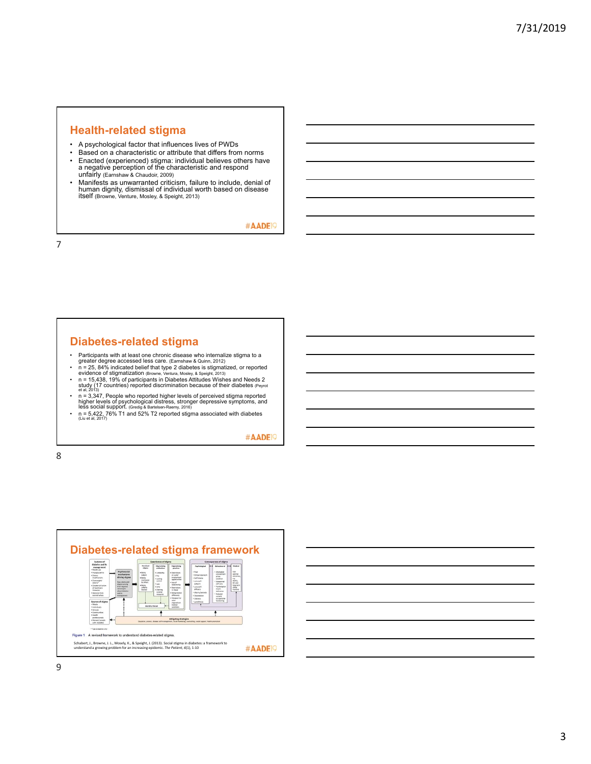## Health-related stigma

- A psychological factor that influences lives of PWDs
- Based on a characteristic or attribute that differs from norms
- Enacted (experienced) stigma: individual believes others have a negative perception of the characteristic and respond unfairly (Earnshaw & Chaudoir, 2009)
- Manifests as unwarranted criticism, failure to include, denial of human dignity, dismissal of individual worth based on disease itself (Browne, Venture, Mosley, & Speight, 2013)

#AADE19

## Diabetes-related stigma

- Participants with at least one chronic disease who internalize stigma to a greater degree accessed less care. (Earnshaw & Quinn, 2012)
- n = 25, 84% indicated belief that type 2 diabetes is stigmatized, or reported evidence of stigmatization (Browne, Ventura, Mosley, & Speight, 2013)
- n = 15,438, 19% of participants in Diabetes Attitudes Wishes and Needs 2 study (17 countries) reported discrimination because of their diabetes (Peyrot et al, 2013)
- n = 3,347, People who reported higher levels of perceived stigma reported higher levels of psychological distress, stronger depressive symptoms, and less social support. (Gredig & Bartelsen-Raemy, 2016)
- n = 5,422, 76% T1 and 52% T2 reported stigma associated with diabetes (Liu et al, 2017)

#AADE19

## Diabetes-related stigma framework

Figure 1 A revised framework to understand diabetes-related stigma.

Schabert, J., Browne, J. L., Mosely, K., & Speight, J. (2013). Social stigma in diabetes: a framework to understand a growing problem for an increasing epidemic. *The Patient, 6*(1), 1-10

#AADE19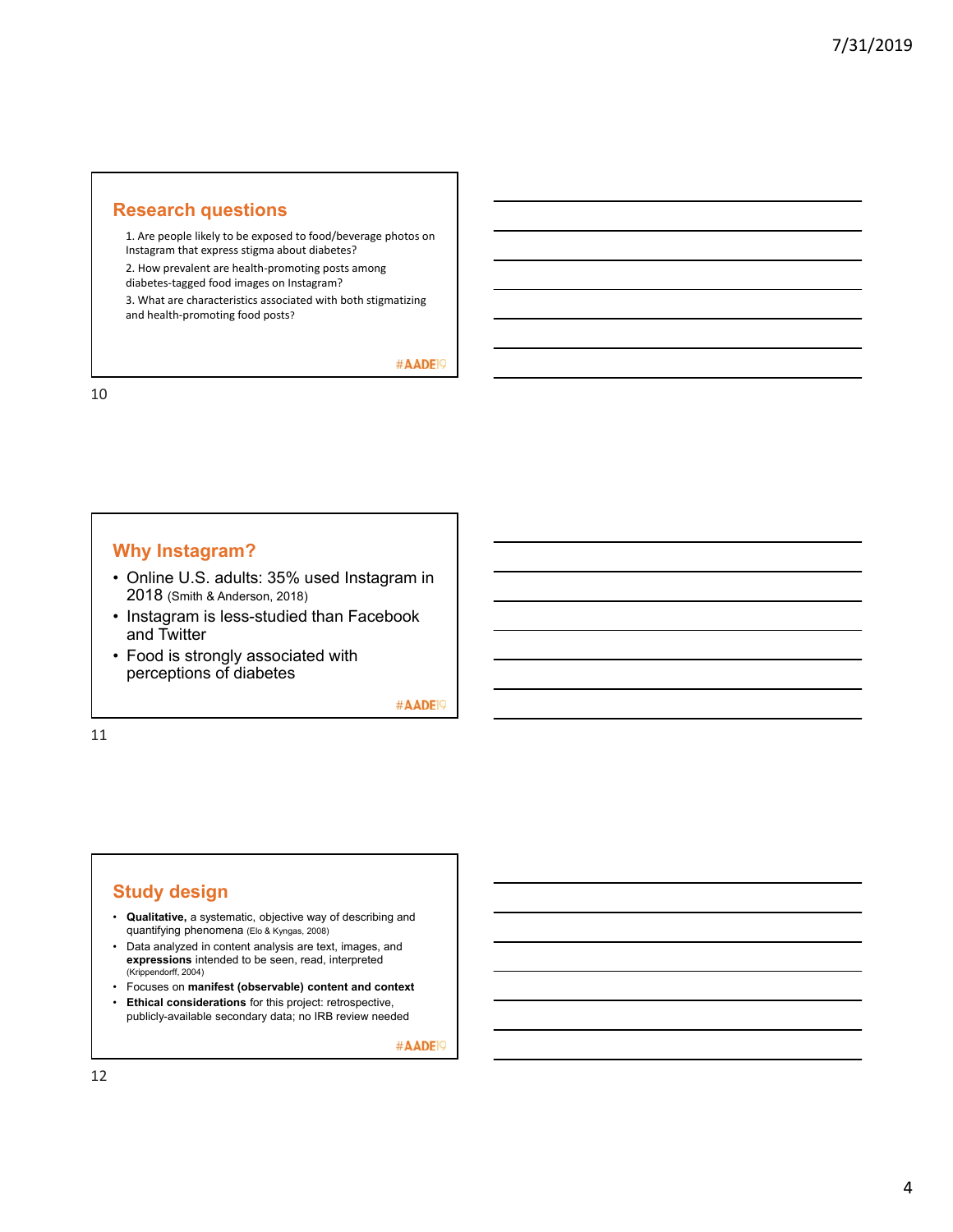## Research questions

1. Are people likely to be exposed to food/beverage photos on Instagram that express stigma about diabetes?
2. How prevalent are health-promoting posts among diabetes-tagged food images on Instagram?
3. What are characteristics associated with both stigmatizing and health-promoting food posts?

#AADE19

## Why Instagram?

- Online U.S. adults: 35% used Instagram in 2018 (Smith & Anderson, 2018)
- Instagram is less-studied than Facebook and Twitter
- Food is strongly associated with perceptions of diabetes

#AADE19

## Study design

- **Qualitative,** a systematic, objective way of describing and quantifying phenomena (Elo & Kyngas, 2008)
- Data analyzed in content analysis are text, images, and **expressions** intended to be seen, read, interpreted (Krippendorff, 2004)
- Focuses on **manifest (observable) content and context**
- **Ethical considerations** for this project: retrospective, publicly-available secondary data; no IRB review needed

#AADE19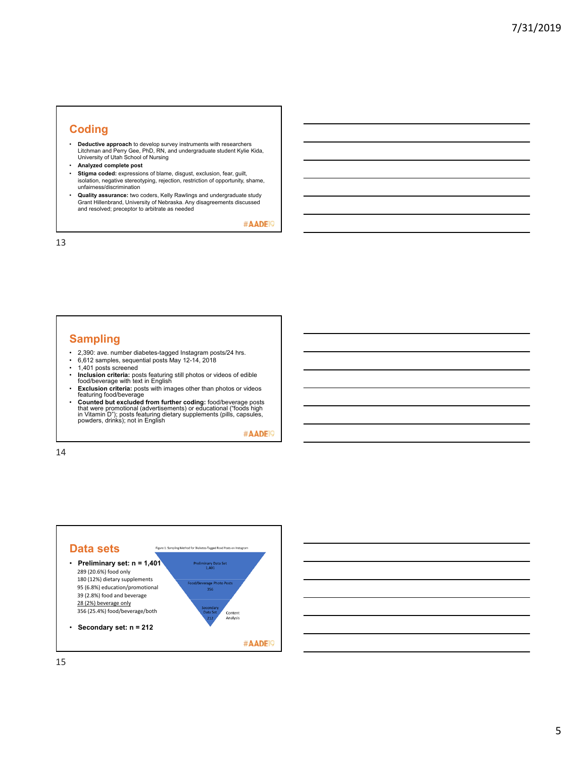## Coding

- **Deductive approach** to develop survey instruments with researchers Litchman and Perry Gee, PhD, RN, and undergraduate student Kylie Kida, University of Utah School of Nursing
- **Analyzed complete post**
- **Stigma coded:** expressions of blame, disgust, exclusion, fear, guilt, isolation, negative stereotyping, rejection, restriction of opportunity, shame, unfairness/discrimination
- **Quality assurance:** two coders, Kelly Rawlings and undergraduate study Grant Hillenbrand, University of Nebraska. Any disagreements discussed and resolved; preceptor to arbitrate as needed

#AADE19

## Sampling

- 2,390: ave. number diabetes-tagged Instagram posts/24 hrs.
- 6,612 samples, sequential posts May 12-14, 2018
- 1,401 posts screened
- **Inclusion criteria:** posts featuring still photos or videos of edible food/beverage with text in English
- **Exclusion criteria:** posts with images other than photos or videos featuring food/beverage
- **Counted but excluded from further coding:** food/beverage posts that were promotional (advertisements) or educational ("foods high in Vitamin D"); posts featuring dietary supplements (pills, capsules, powders, drinks); not in English

#AADE19

## Data sets

- **Preliminary set: n = 1,401**
  - 289 (20.6%) food only
  - 180 (12%) dietary supplements
  - 95 (6.8%) education/promotional
  - 39 (2.8%) food and beverage
  - 28 (2%) beverage only
  - 356 (25.4%) food/beverage/both
- **Secondary set: n = 212**

Figure 1. Sampling Method for Diabetes-Tagged Food Posts on Instagram

Preliminary Data Set 1,401 → Food/Beverage Photo Posts 356 → Secondary Data Set 212 → Content Analysis

#AADE19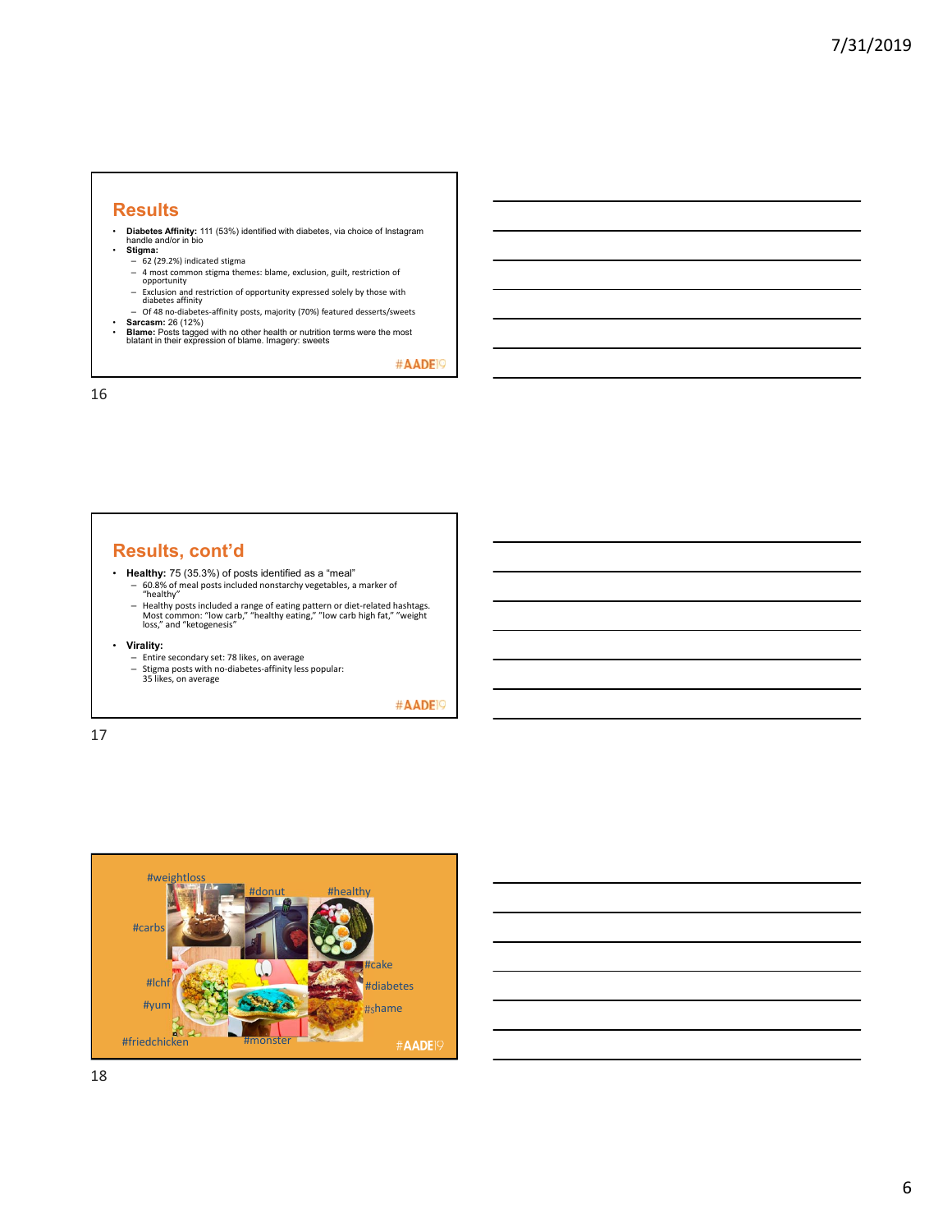## Results

- **Diabetes Affinity:** 111 (53%) identified with diabetes, via choice of Instagram handle and/or in bio
- **Stigma:**
  - 62 (29.2%) indicated stigma
  - 4 most common stigma themes: blame, exclusion, guilt, restriction of opportunity
  - Exclusion and restriction of opportunity expressed solely by those with diabetes affinity
  - Of 48 no-diabetes-affinity posts, majority (70%) featured desserts/sweets
- **Sarcasm:** 26 (12%)
- **Blame:** Posts tagged with no other health or nutrition terms were the most blatant in their expression of blame. Imagery: sweets

#AADE19

## Results, cont'd

- **Healthy:** 75 (35.3%) of posts identified as a "meal"
  - 60.8% of meal posts included nonstarchy vegetables, a marker of "healthy"
  - Healthy posts included a range of eating pattern or diet-related hashtags. Most common: "low carb," "healthy eating," "low carb high fat," "weight loss," and "ketogenesis"
- **Virality:**
  - Entire secondary set: 78 likes, on average
  - Stigma posts with no-diabetes-affinity less popular: 35 likes, on average

#AADE19

#weightloss #donut #healthy #carbs #cake #lchf #diabetes #yum #shame #friedchicken #monster

#AADE19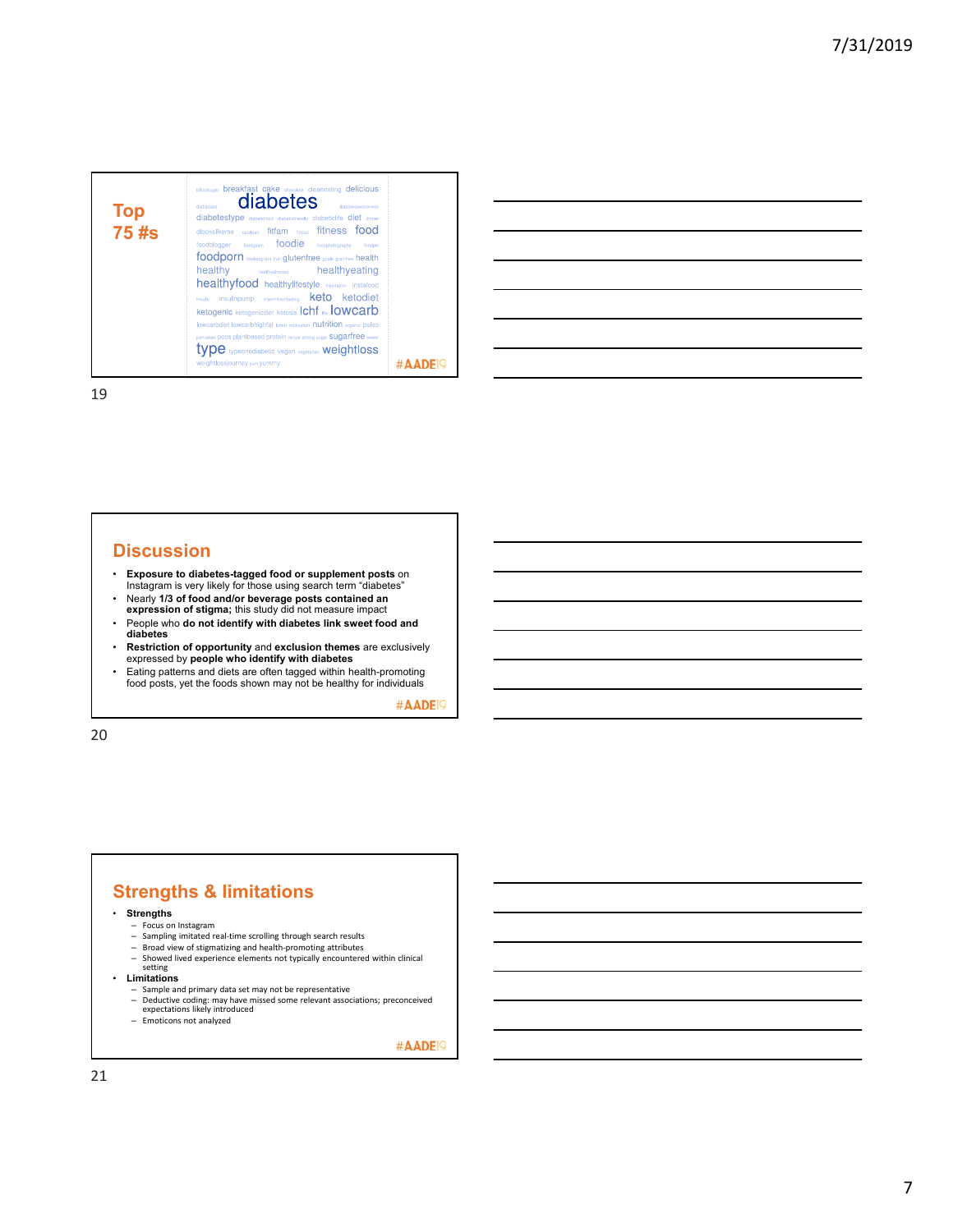## Top 75 #s

bloodsugar breakfast cake chocolate cleaneating delicious diabetes diabetesawareness diabetestype diabetesfood diabetesfriendly diabeticlife diet dinner dlooks likeme eatclean fitfam fitness fitness food foodblogger foodgasm foodie foodphotography foodpic foodporn foodstagram fruit glutenfree goals grainfree health healthy healthychoices healthyeating healthyfood healthylifestyle inspiration instafood insulin insulinpump intermittentfasting keto ketodiet ketogenic ketogenicdiet ketosis lchf lifestyle lowcarb lowcarbdiet lowcarbhighfat lunch motivation nutrition organic paleo pancakes pcos plantbased protein recipe strong sugar sugarfree sweet type typeonediabetic vegan vegetarian weightloss weightlossjourney yum yummy

#AADE19

## Discussion

- **Exposure to diabetes-tagged food or supplement posts** on Instagram is very likely for those using search term "diabetes"
- Nearly **1/3 of food and/or beverage posts contained an expression of stigma;** this study did not measure impact
- People who **do not identify with diabetes link sweet food and diabetes**
- **Restriction of opportunity** and **exclusion themes** are exclusively expressed by **people who identify with diabetes**
- Eating patterns and diets are often tagged within health-promoting food posts, yet the foods shown may not be healthy for individuals

#AADE19

## Strengths & limitations

- **Strengths**
  - Focus on Instagram
  - Sampling imitated real-time scrolling through search results
  - Broad view of stigmatizing and health-promoting attributes
  - Showed lived experience elements not typically encountered within clinical setting
- **Limitations**
  - Sample and primary data set may not be representative
  - Deductive coding: may have missed some relevant associations; preconceived expectations likely introduced
  - Emoticons not analyzed

#AADE19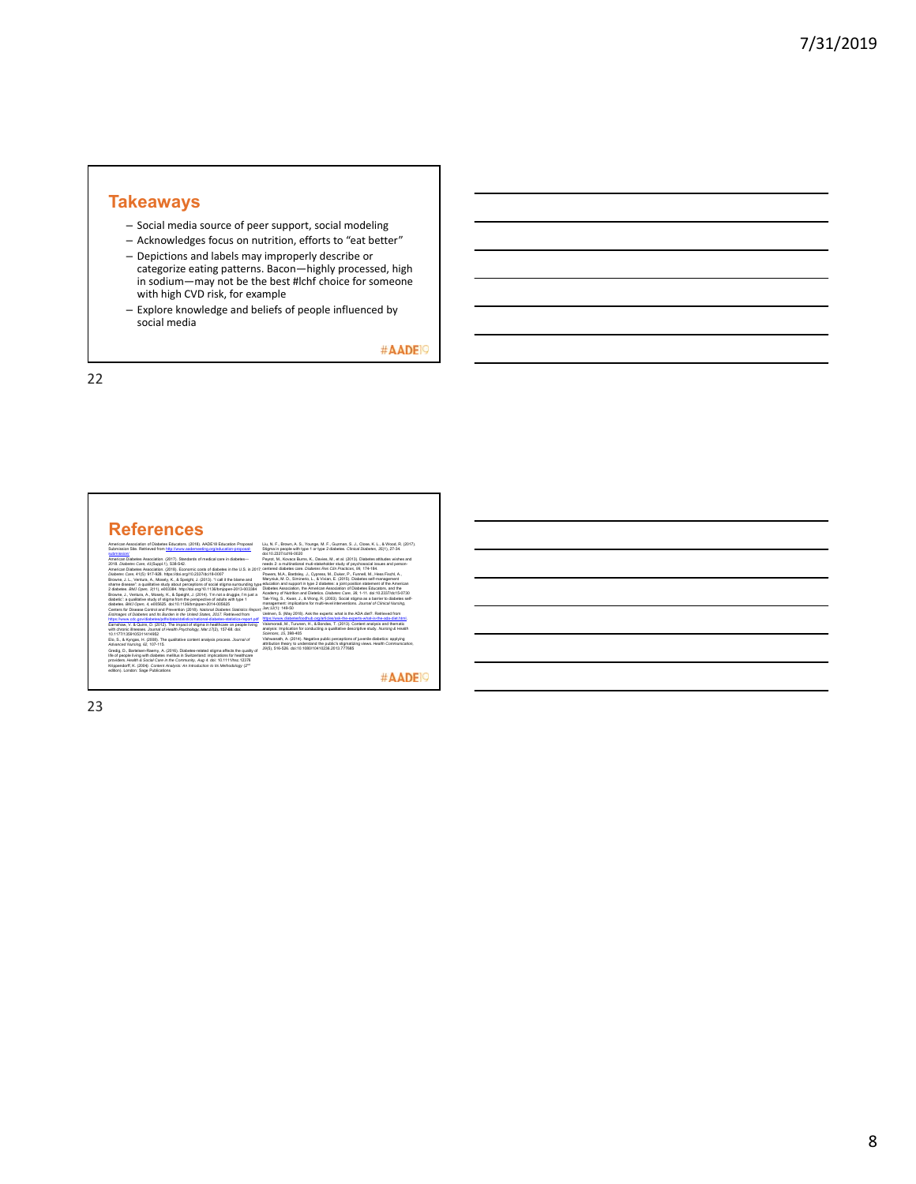## Takeaways

- Social media source of peer support, social modeling
- Acknowledges focus on nutrition, efforts to "eat better"
- Depictions and labels may improperly describe or categorize eating patterns. Bacon—highly processed, high in sodium—may not be the best #lchf choice for someone with high CVD risk, for example
- Explore knowledge and beliefs of people influenced by social media

#AADE19

## References

American Association of Diabetes Educators. (2018). AADE18 Education Proposal Submission Site. Retrieved from http://www.aademeeting.org/education-proposal-submission/

American Diabetes Association. (2017). Standards of medical care in diabetes—2018. *Diabetes Care, 41*(Suppl 1), S38-S42.

American Diabetes Association. (2018). Economic costs of diabetes in the U.S. in 2017. *Diabetes Care, 41*(5), 917-928. https://doi.org/10.2337/dci18-0007

Browne, J. L., Ventura, A., Mosely, K., & Speight, J. (2013). "I call it the blame and shame disease": a qualitative study about perceptions of social stigma surrounding type 2 diabetes. *BMJ Open, 3*(11), e003384. http://doi.org/10.1136/bmjopen-2013-003384

Browne, J., Ventura, A., Mosely, K., & Speight, J. (2014). 'I'm not a druggie, I'm just a diabetic': a qualitative study of stigma from the perspective of adults with type 1 diabetes. *BMJ Open, 4*, e005625. doi:10.1136/bmjopen-2014-005625

Centers for Disease Control and Prevention (2018). *National Diabetes Statistics Report: Estimates of Diabetes and Its Burden in the United States*, 2017. Retrieved from https://www.cdc.gov/diabetes/pdfs/data/statistics/national-diabetes-statistics-report.pdf

Earnshaw, V., & Quinn, D. (2012). The impact of stigma in healthcare on people living with chronic illnesses. *Journal of Health Psychology*, Mar 17(2), 157-68. doi: 10.1177/1359105311414952

Elo, S., & Kyngas, H. (2008). The qualitative content analysis process. *Journal of Advanced Nursing, 62*, 107-115.

Gredig, D., Bartelsen-Raemy, A. (2016). Diabetes-related stigma affects the quality of life of people living with diabetes mellitus in Switzerland: implications for healthcare providers. *Health & Social Care in the Community*, Aug 4. doi: 10.1111/hsc.12378

Krippendorff, K. (2004). *Content Analysis: An Introduction to its Methodology* (2nd edition). London: Sage Publications

Liu, N. F., Brown, A. S., Younge, M. F., Guzman, S. J., Close, K. L., & Wood, R. (2017). Stigma in people with type 1 or type 2 diabetes. *Clinical Diabetes, 35*(1), 27-34. doi:10.2337/cd16-0020

Peyrot, M., Kovacs Burns, K., Davies, M., et al. (2013). Diabetes attitudes wishes and needs 2: a multinational multi-stakeholder study of psychosocial issues and person-centered diabetes care. *Diabetes Res Clin Practices, 99*, 174-184.

Powers, M.A., Bardsley, J., Cypress, M., Duker, P., Funnell, M., Hess Fischl, A., Maryniuk, M. D., Siminerio, L., & Vivian, E. (2015). Diabetes self-management education and support in type 2 diabetes: a joint position statement of the American Diabetes Association, the American Association of Diabetes Educators, and the Academy of Nutrition and Dietetics. *Diabetes Care, 38*, 1-11. doi:10.2337/dc15-0730

Tak-Ying, S., Kwan, J., & Wong, R. (2003). Social stigma as a barrier to diabetes self-management: implications for multi-level interventions. *Journal of Clinical Nursing*, Jan 12(1): 149-50

Uelmen, S. (May 2018). Ask the experts: what is the ADA diet? Retrieved from https://www.diabetesfoodhub.org/articles/ask-the-experts-what-is-the-ada-diet.html

Vaismoradi, M., Turunen, H., & Bondas, T. (2013). Content analysis and thematic analysis: Implication for conducting a qualitative descriptive study. *Nursing & Health Sciences, 15*, 398-405

Vishwanath, A. (2014). Negative public perceptions of juvenile diabetics: applying attribution theory to understand the public's stigmatizing views. *Health Communication, 29*(5), 516-526. doi:10.1080/10410236.2013.777685

#AADE19